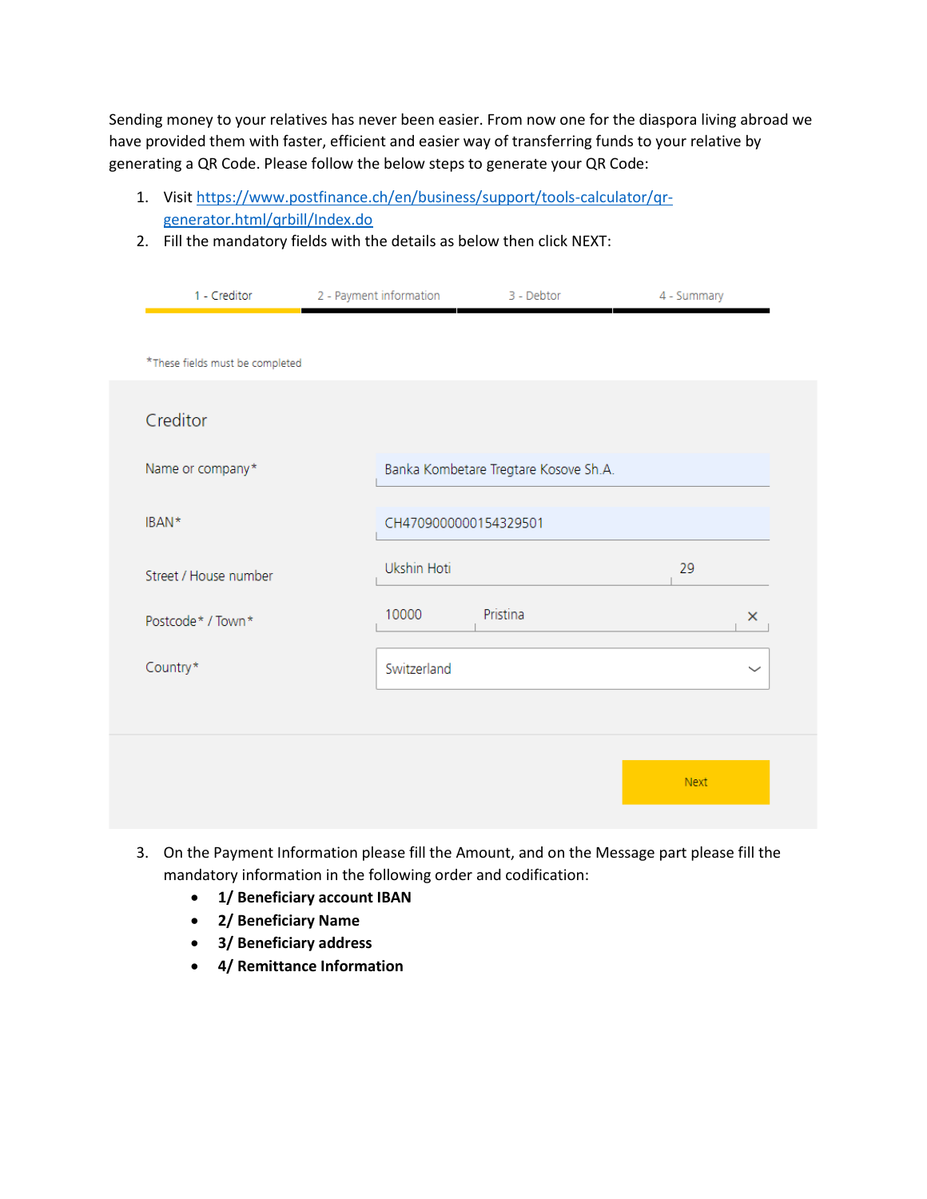Sending money to your relatives has never been easier. From now one for the diaspora living abroad we have provided them with faster, efficient and easier way of transferring funds to your relative by generating a QR Code. Please follow the below steps to generate your QR Code:

1. Visit [https://www.postfinance.ch/en/business/support/tools-calculator/qr-generator.html/qrbill/Index.do](https://www.postfinance.ch/en/business/support/tools-calculator/qr-generator.html/qrbill/Index.do)
2. Fill the mandatory fields with the details as below then click NEXT:

1 - Creditor | 2 - Payment information | 3 - Debtor | 4 - Summary

*These fields must be completed

**Creditor**

| Field | Value |
| --- | --- |
| Name or company* | Banka Kombetare Tregtare Kosove Sh.A. |
| IBAN* | CH4709000000154329501 |
| Street / House number | Ukshin Hoti 29 |
| Postcode* / Town* | 10000 Pristina |
| Country* | Switzerland |

Next

3. On the Payment Information please fill the Amount, and on the Message part please fill the mandatory information in the following order and codification:
   - **1/ Beneficiary account IBAN**
   - **2/ Beneficiary Name**
   - **3/ Beneficiary address**
   - **4/ Remittance Information**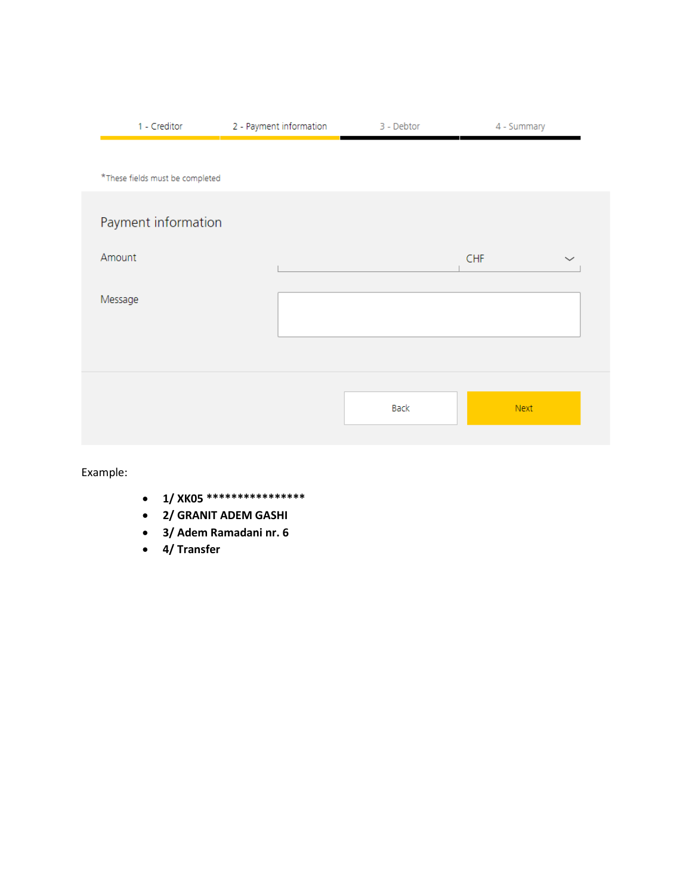1 - Creditor | 2 - Payment information | 3 - Debtor | 4 - Summary

*These fields must be completed

## Payment information

Amount | CHF

Message

Back | Next

Example:

- **1/ XK05 \*\*\*\*\*\*\*\*\*\*\*\*\*\*\*\***
- **2/ GRANIT ADEM GASHI**
- **3/ Adem Ramadani nr. 6**
- **4/ Transfer**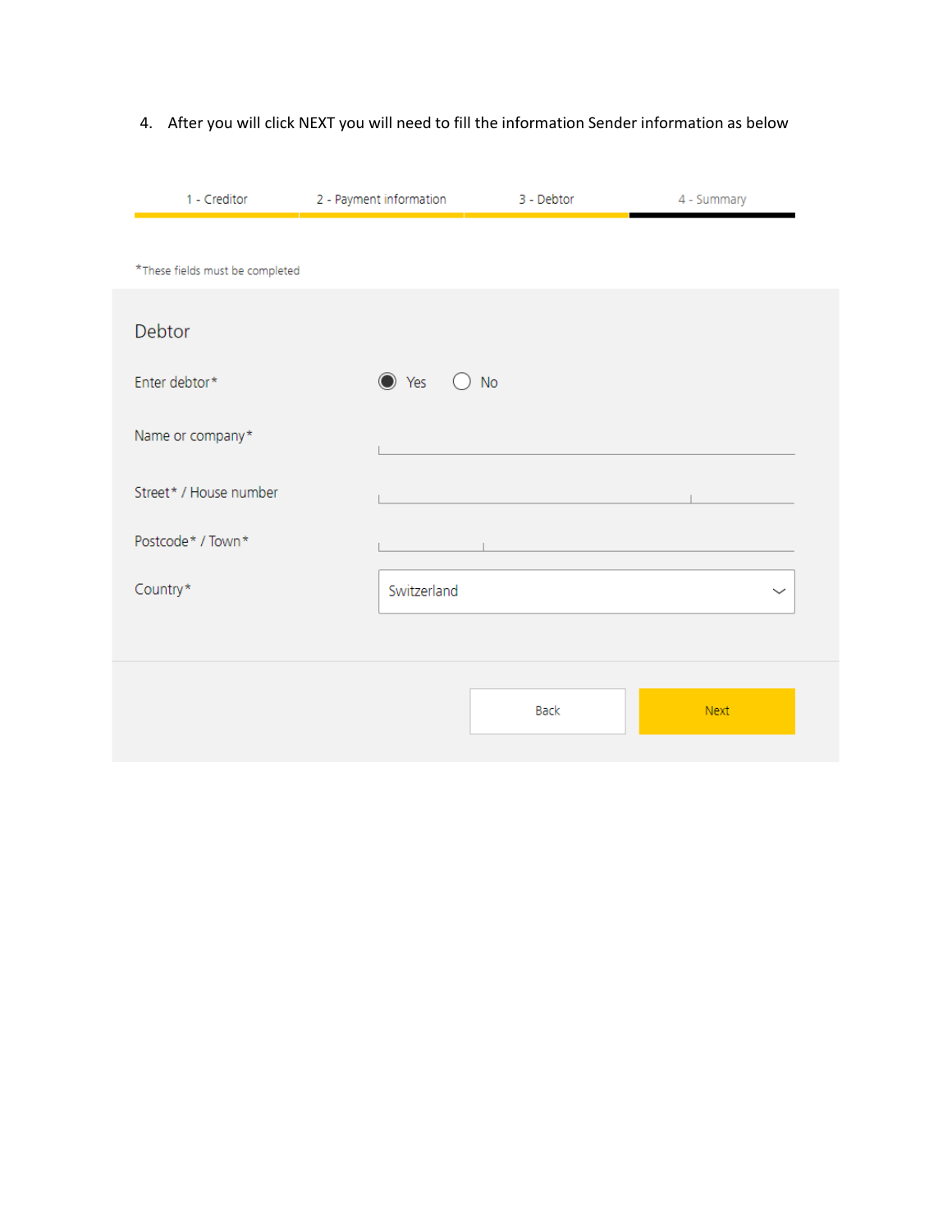4. After you will click NEXT you will need to fill the information Sender information as below

1 - Creditor | 2 - Payment information | 3 - Debtor | 4 - Summary

*These fields must be completed

## Debtor

Enter debtor* ◉ Yes ○ No

Name or company*

Street* / House number

Postcode* / Town*

Country* Switzerland

Back | Next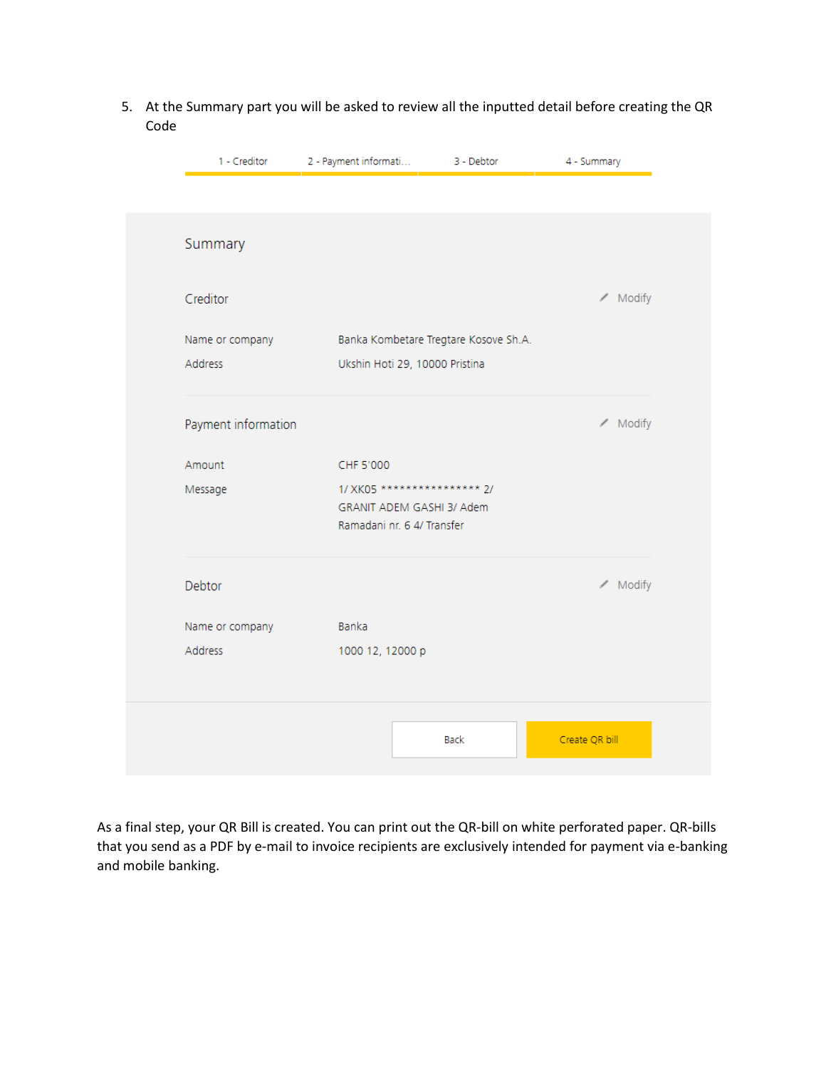5. At the Summary part you will be asked to review all the inputted detail before creating the QR Code

1 - Creditor | 2 - Payment informati... | 3 - Debtor | 4 - Summary

Summary

Creditor — Modify

| | |
|---|---|
| Name or company | Banka Kombetare Tregtare Kosove Sh.A. |
| Address | Ukshin Hoti 29, 10000 Pristina |

Payment information — Modify

| | |
|---|---|
| Amount | CHF 5'000 |
| Message | 1/ XK05 **************** 2/ GRANIT ADEM GASHI 3/ Adem Ramadani nr. 6 4/ Transfer |

Debtor — Modify

| | |
|---|---|
| Name or company | Banka |
| Address | 1000 12, 12000 p |

Back | Create QR bill

As a final step, your QR Bill is created. You can print out the QR-bill on white perforated paper. QR-bills that you send as a PDF by e-mail to invoice recipients are exclusively intended for payment via e-banking and mobile banking.